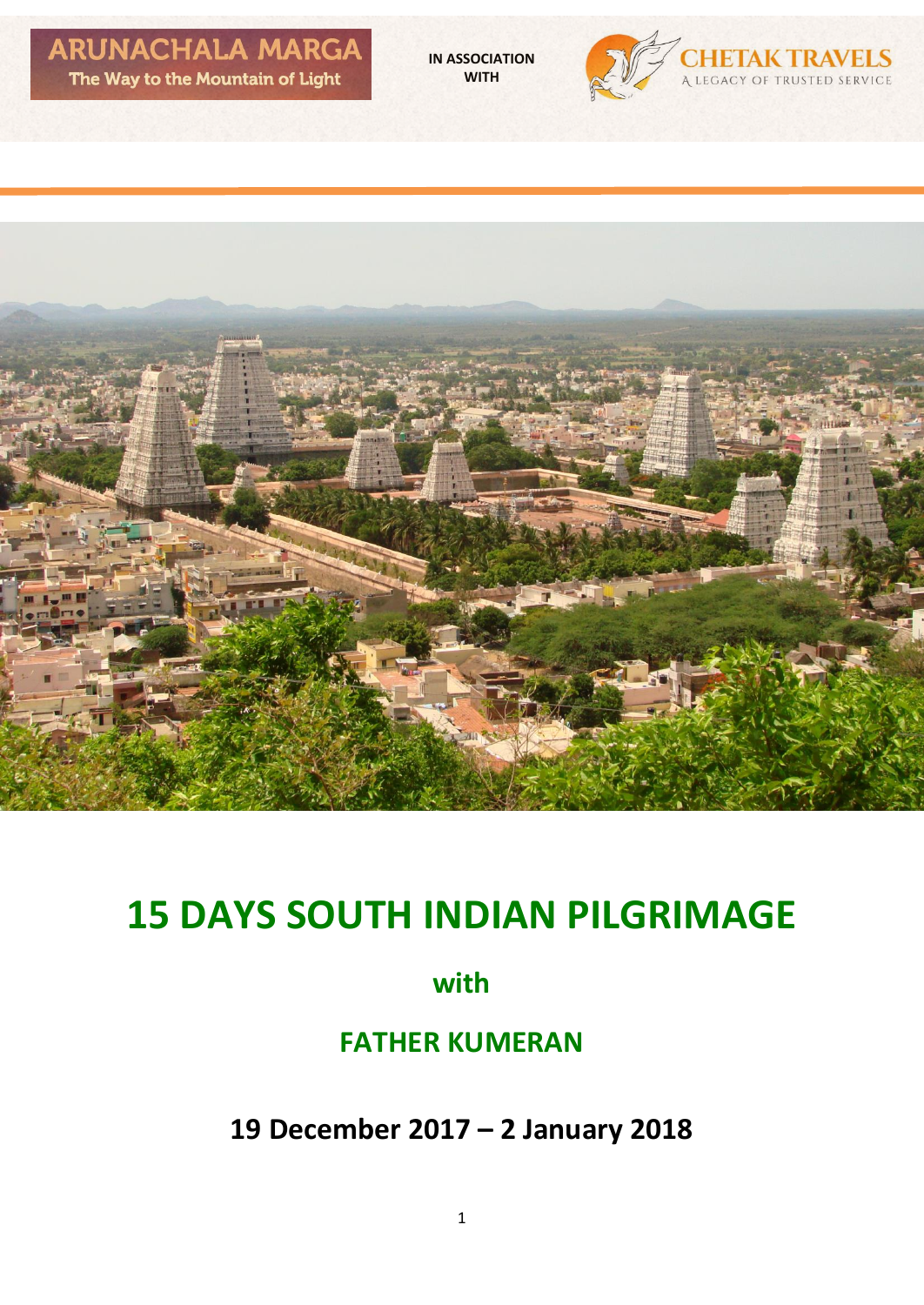ARUNACHALA MARGA
The Way to the Mountain of Light

IN ASSOCIATION WITH

CHETAK TRAVELS
A LEGACY OF TRUSTED SERVICE

# 15 DAYS SOUTH INDIAN PILGRIMAGE

## with

## FATHER KUMERAN

## 19 December 2017 – 2 January 2018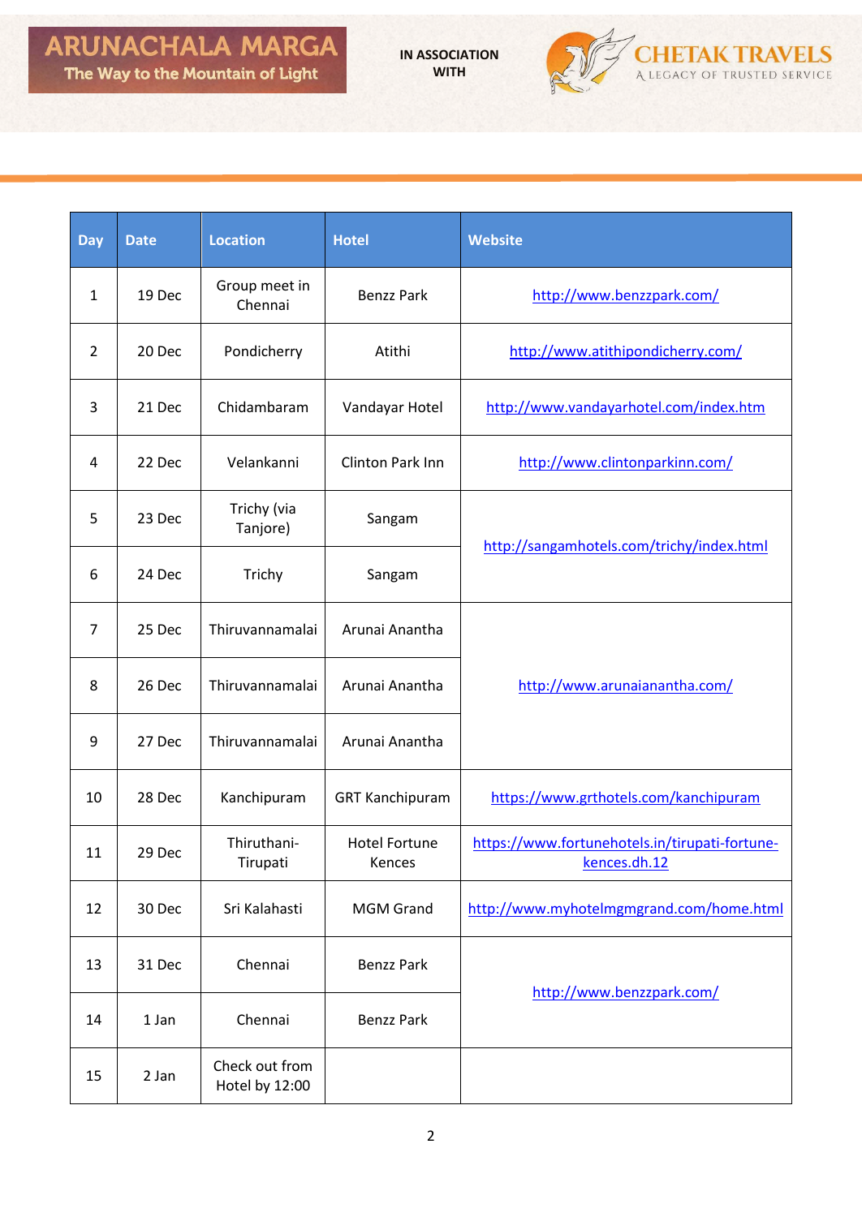| Day | Date | Location | Hotel | Website |
| --- | --- | --- | --- | --- |
| 1 | 19 Dec | Group meet in Chennai | Benzz Park | http://www.benzzpark.com/ |
| 2 | 20 Dec | Pondicherry | Atithi | http://www.atithipondicherry.com/ |
| 3 | 21 Dec | Chidambaram | Vandayar Hotel | http://www.vandayarhotel.com/index.htm |
| 4 | 22 Dec | Velankanni | Clinton Park Inn | http://www.clintonparkinn.com/ |
| 5 | 23 Dec | Trichy (via Tanjore) | Sangam | http://sangamhotels.com/trichy/index.html |
| 6 | 24 Dec | Trichy | Sangam | |
| 7 | 25 Dec | Thiruvannamalai | Arunai Anantha | http://www.arunaianantha.com/ |
| 8 | 26 Dec | Thiruvannamalai | Arunai Anantha | |
| 9 | 27 Dec | Thiruvannamalai | Arunai Anantha | |
| 10 | 28 Dec | Kanchipuram | GRT Kanchipuram | https://www.grthotels.com/kanchipuram |
| 11 | 29 Dec | Thiruthani-Tirupati | Hotel Fortune Kences | https://www.fortunehotels.in/tirupati-fortune-kences.dh.12 |
| 12 | 30 Dec | Sri Kalahasti | MGM Grand | http://www.myhotelmgmgrand.com/home.html |
| 13 | 31 Dec | Chennai | Benzz Park | http://www.benzzpark.com/ |
| 14 | 1 Jan | Chennai | Benzz Park | |
| 15 | 2 Jan | Check out from Hotel by 12:00 | | |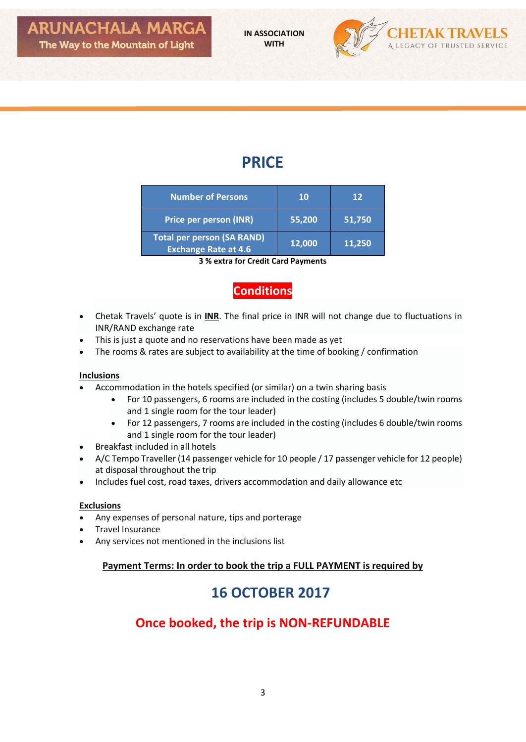ARUNACHALA MARGA
The Way to the Mountain of Light

IN ASSOCIATION WITH

CHETAK TRAVELS
A LEGACY OF TRUSTED SERVICE

# PRICE

| Number of Persons | 10 | 12 |
|---|---|---|
| Price per person (INR) | 55,200 | 51,750 |
| Total per person (SA RAND) Exchange Rate at 4.6 | 12,000 | 11,250 |

**3 % extra for Credit Card Payments**

## Conditions

- Chetak Travels' quote is in **INR**. The final price in INR will not change due to fluctuations in INR/RAND exchange rate
- This is just a quote and no reservations have been made as yet
- The rooms & rates are subject to availability at the time of booking / confirmation

**Inclusions**

- Accommodation in the hotels specified (or similar) on a twin sharing basis
  - For 10 passengers, 6 rooms are included in the costing (includes 5 double/twin rooms and 1 single room for the tour leader)
  - For 12 passengers, 7 rooms are included in the costing (includes 6 double/twin rooms and 1 single room for the tour leader)
- Breakfast included in all hotels
- A/C Tempo Traveller (14 passenger vehicle for 10 people / 17 passenger vehicle for 12 people) at disposal throughout the trip
- Includes fuel cost, road taxes, drivers accommodation and daily allowance etc

**Exclusions**

- Any expenses of personal nature, tips and porterage
- Travel Insurance
- Any services not mentioned in the inclusions list

**Payment Terms: In order to book the trip a FULL PAYMENT is required by**

## 16 OCTOBER 2017

## Once booked, the trip is NON-REFUNDABLE